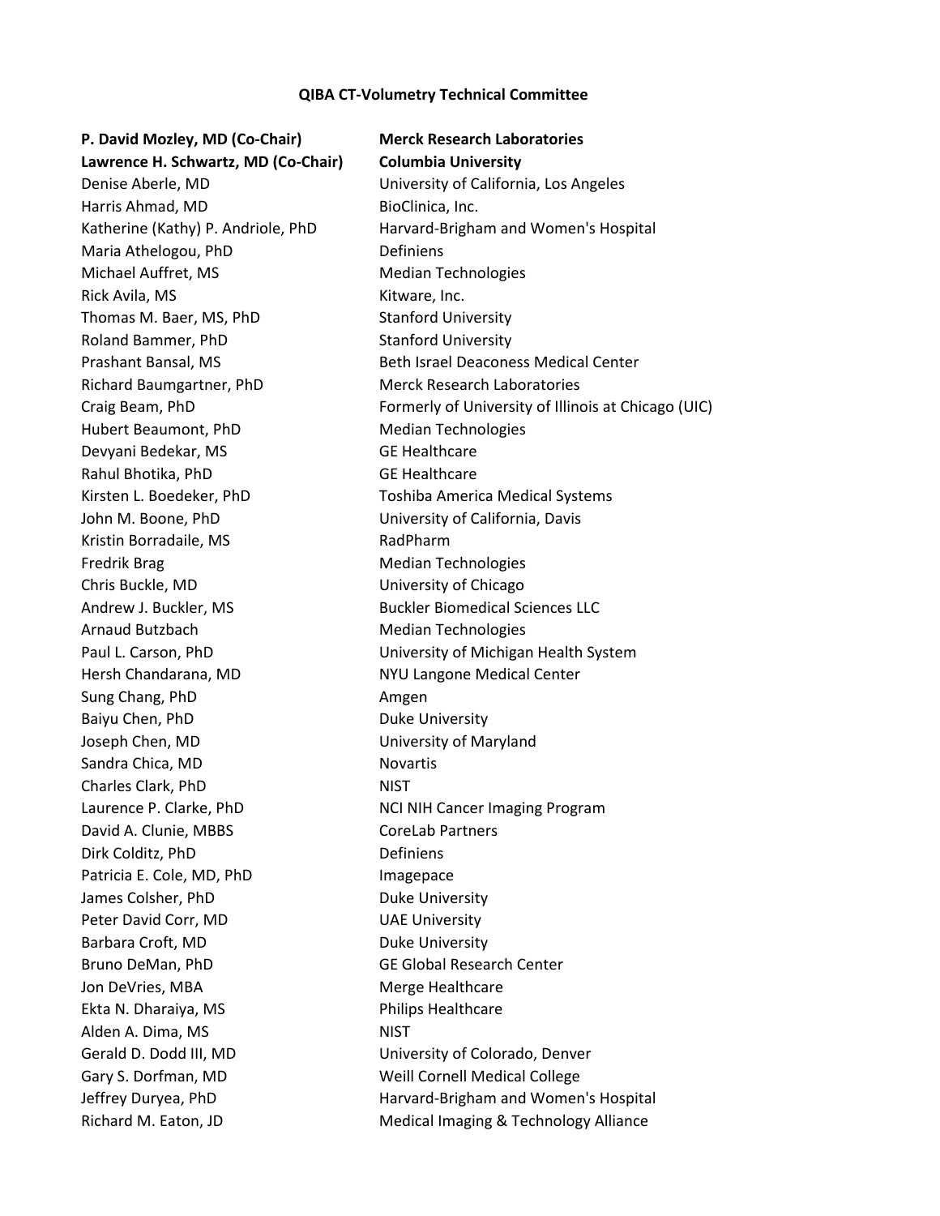**QIBA CT-Volumetry Technical Committee**

| | |
|---|---|
| **P. David Mozley, MD (Co-Chair)** | **Merck Research Laboratories** |
| **Lawrence H. Schwartz, MD (Co-Chair)** | **Columbia University** |
| Denise Aberle, MD | University of California, Los Angeles |
| Harris Ahmad, MD | BioClinica, Inc. |
| Katherine (Kathy) P. Andriole, PhD | Harvard-Brigham and Women's Hospital |
| Maria Athelogou, PhD | Definiens |
| Michael Auffret, MS | Median Technologies |
| Rick Avila, MS | Kitware, Inc. |
| Thomas M. Baer, MS, PhD | Stanford University |
| Roland Bammer, PhD | Stanford University |
| Prashant Bansal, MS | Beth Israel Deaconess Medical Center |
| Richard Baumgartner, PhD | Merck Research Laboratories |
| Craig Beam, PhD | Formerly of University of Illinois at Chicago (UIC) |
| Hubert Beaumont, PhD | Median Technologies |
| Devyani Bedekar, MS | GE Healthcare |
| Rahul Bhotika, PhD | GE Healthcare |
| Kirsten L. Boedeker, PhD | Toshiba America Medical Systems |
| John M. Boone, PhD | University of California, Davis |
| Kristin Borradaile, MS | RadPharm |
| Fredrik Brag | Median Technologies |
| Chris Buckle, MD | University of Chicago |
| Andrew J. Buckler, MS | Buckler Biomedical Sciences LLC |
| Arnaud Butzbach | Median Technologies |
| Paul L. Carson, PhD | University of Michigan Health System |
| Hersh Chandarana, MD | NYU Langone Medical Center |
| Sung Chang, PhD | Amgen |
| Baiyu Chen, PhD | Duke University |
| Joseph Chen, MD | University of Maryland |
| Sandra Chica, MD | Novartis |
| Charles Clark, PhD | NIST |
| Laurence P. Clarke, PhD | NCI NIH Cancer Imaging Program |
| David A. Clunie, MBBS | CoreLab Partners |
| Dirk Colditz, PhD | Definiens |
| Patricia E. Cole, MD, PhD | Imagepace |
| James Colsher, PhD | Duke University |
| Peter David Corr, MD | UAE University |
| Barbara Croft, MD | Duke University |
| Bruno DeMan, PhD | GE Global Research Center |
| Jon DeVries, MBA | Merge Healthcare |
| Ekta N. Dharaiya, MS | Philips Healthcare |
| Alden A. Dima, MS | NIST |
| Gerald D. Dodd III, MD | University of Colorado, Denver |
| Gary S. Dorfman, MD | Weill Cornell Medical College |
| Jeffrey Duryea, PhD | Harvard-Brigham and Women's Hospital |
| Richard M. Eaton, JD | Medical Imaging & Technology Alliance |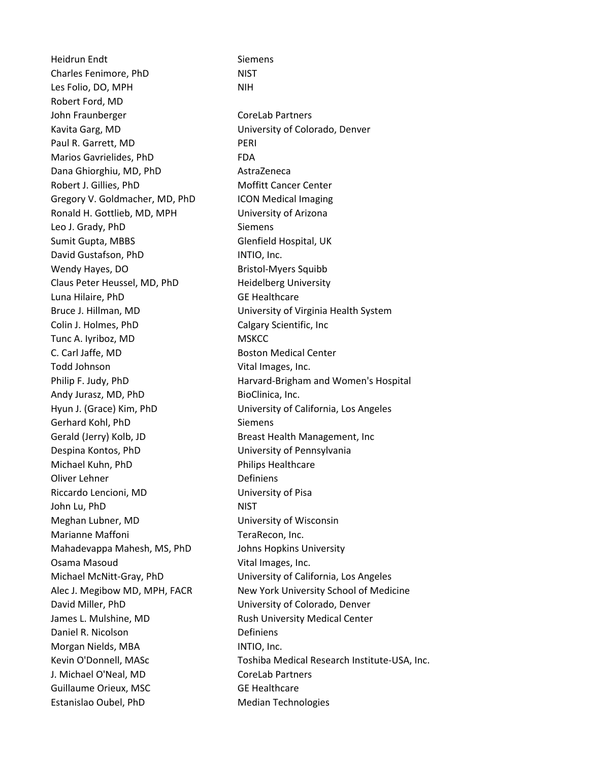| | |
|---|---|
| Heidrun Endt | Siemens |
| Charles Fenimore, PhD | NIST |
| Les Folio, DO, MPH | NIH |
| Robert Ford, MD | |
| John Fraunberger | CoreLab Partners |
| Kavita Garg, MD | University of Colorado, Denver |
| Paul R. Garrett, MD | PERI |
| Marios Gavrielides, PhD | FDA |
| Dana Ghiorghiu, MD, PhD | AstraZeneca |
| Robert J. Gillies, PhD | Moffitt Cancer Center |
| Gregory V. Goldmacher, MD, PhD | ICON Medical Imaging |
| Ronald H. Gottlieb, MD, MPH | University of Arizona |
| Leo J. Grady, PhD | Siemens |
| Sumit Gupta, MBBS | Glenfield Hospital, UK |
| David Gustafson, PhD | INTIO, Inc. |
| Wendy Hayes, DO | Bristol-Myers Squibb |
| Claus Peter Heussel, MD, PhD | Heidelberg University |
| Luna Hilaire, PhD | GE Healthcare |
| Bruce J. Hillman, MD | University of Virginia Health System |
| Colin J. Holmes, PhD | Calgary Scientific, Inc |
| Tunc A. Iyriboz, MD | MSKCC |
| C. Carl Jaffe, MD | Boston Medical Center |
| Todd Johnson | Vital Images, Inc. |
| Philip F. Judy, PhD | Harvard-Brigham and Women's Hospital |
| Andy Jurasz, MD, PhD | BioClinica, Inc. |
| Hyun J. (Grace) Kim, PhD | University of California, Los Angeles |
| Gerhard Kohl, PhD | Siemens |
| Gerald (Jerry) Kolb, JD | Breast Health Management, Inc |
| Despina Kontos, PhD | University of Pennsylvania |
| Michael Kuhn, PhD | Philips Healthcare |
| Oliver Lehner | Definiens |
| Riccardo Lencioni, MD | University of Pisa |
| John Lu, PhD | NIST |
| Meghan Lubner, MD | University of Wisconsin |
| Marianne Maffoni | TeraRecon, Inc. |
| Mahadevappa Mahesh, MS, PhD | Johns Hopkins University |
| Osama Masoud | Vital Images, Inc. |
| Michael McNitt-Gray, PhD | University of California, Los Angeles |
| Alec J. Megibow MD, MPH, FACR | New York University School of Medicine |
| David Miller, PhD | University of Colorado, Denver |
| James L. Mulshine, MD | Rush University Medical Center |
| Daniel R. Nicolson | Definiens |
| Morgan Nields, MBA | INTIO, Inc. |
| Kevin O'Donnell, MASc | Toshiba Medical Research Institute-USA, Inc. |
| J. Michael O'Neal, MD | CoreLab Partners |
| Guillaume Orieux, MSC | GE Healthcare |
| Estanislao Oubel, PhD | Median Technologies |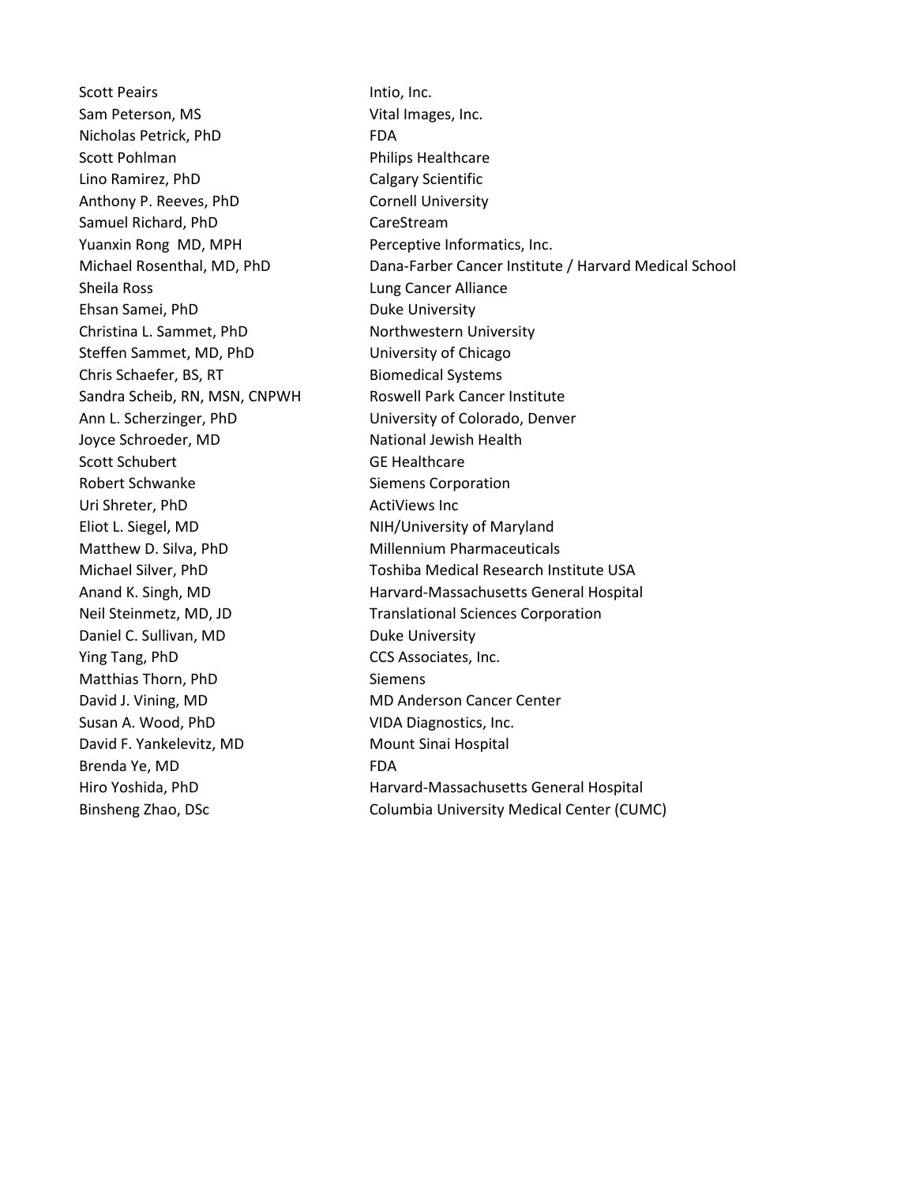| | |
|---|---|
| Scott Peairs | Intio, Inc. |
| Sam Peterson, MS | Vital Images, Inc. |
| Nicholas Petrick, PhD | FDA |
| Scott Pohlman | Philips Healthcare |
| Lino Ramirez, PhD | Calgary Scientific |
| Anthony P. Reeves, PhD | Cornell University |
| Samuel Richard, PhD | CareStream |
| Yuanxin Rong MD, MPH | Perceptive Informatics, Inc. |
| Michael Rosenthal, MD, PhD | Dana-Farber Cancer Institute / Harvard Medical School |
| Sheila Ross | Lung Cancer Alliance |
| Ehsan Samei, PhD | Duke University |
| Christina L. Sammet, PhD | Northwestern University |
| Steffen Sammet, MD, PhD | University of Chicago |
| Chris Schaefer, BS, RT | Biomedical Systems |
| Sandra Scheib, RN, MSN, CNPWH | Roswell Park Cancer Institute |
| Ann L. Scherzinger, PhD | University of Colorado, Denver |
| Joyce Schroeder, MD | National Jewish Health |
| Scott Schubert | GE Healthcare |
| Robert Schwanke | Siemens Corporation |
| Uri Shreter, PhD | ActiViews Inc |
| Eliot L. Siegel, MD | NIH/University of Maryland |
| Matthew D. Silva, PhD | Millennium Pharmaceuticals |
| Michael Silver, PhD | Toshiba Medical Research Institute USA |
| Anand K. Singh, MD | Harvard-Massachusetts General Hospital |
| Neil Steinmetz, MD, JD | Translational Sciences Corporation |
| Daniel C. Sullivan, MD | Duke University |
| Ying Tang, PhD | CCS Associates, Inc. |
| Matthias Thorn, PhD | Siemens |
| David J. Vining, MD | MD Anderson Cancer Center |
| Susan A. Wood, PhD | VIDA Diagnostics, Inc. |
| David F. Yankelevitz, MD | Mount Sinai Hospital |
| Brenda Ye, MD | FDA |
| Hiro Yoshida, PhD | Harvard-Massachusetts General Hospital |
| Binsheng Zhao, DSc | Columbia University Medical Center (CUMC) |